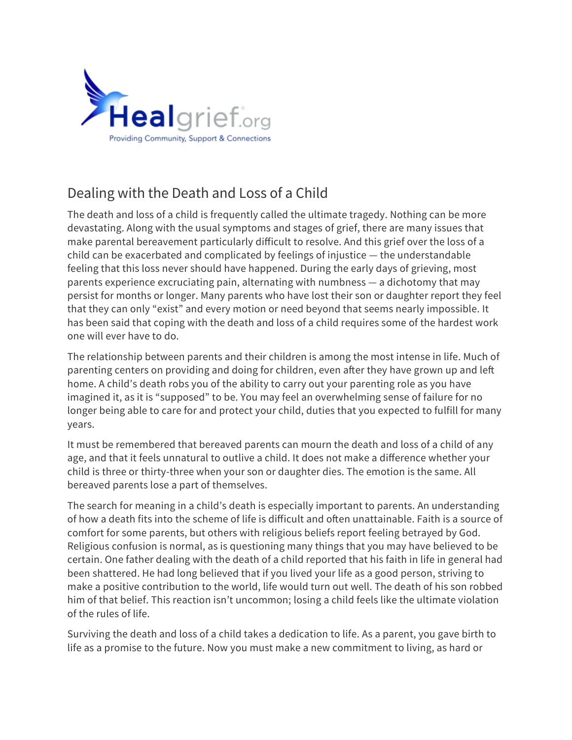# Dealing with the Death and Loss of a Child

The death and loss of a child is frequently called the ultimate tragedy. Nothing can be more devastating. Along with the usual symptoms and stages of grief, there are many issues that make parental bereavement particularly difficult to resolve. And this grief over the loss of a child can be exacerbated and complicated by feelings of injustice — the understandable feeling that this loss never should have happened. During the early days of grieving, most parents experience excruciating pain, alternating with numbness — a dichotomy that may persist for months or longer. Many parents who have lost their son or daughter report they feel that they can only "exist" and every motion or need beyond that seems nearly impossible. It has been said that coping with the death and loss of a child requires some of the hardest work one will ever have to do.

The relationship between parents and their children is among the most intense in life. Much of parenting centers on providing and doing for children, even after they have grown up and left home. A child's death robs you of the ability to carry out your parenting role as you have imagined it, as it is "supposed" to be. You may feel an overwhelming sense of failure for no longer being able to care for and protect your child, duties that you expected to fulfill for many years.

It must be remembered that bereaved parents can mourn the death and loss of a child of any age, and that it feels unnatural to outlive a child. It does not make a difference whether your child is three or thirty-three when your son or daughter dies. The emotion is the same. All bereaved parents lose a part of themselves.

The search for meaning in a child's death is especially important to parents. An understanding of how a death fits into the scheme of life is difficult and often unattainable. Faith is a source of comfort for some parents, but others with religious beliefs report feeling betrayed by God. Religious confusion is normal, as is questioning many things that you may have believed to be certain. One father dealing with the death of a child reported that his faith in life in general had been shattered. He had long believed that if you lived your life as a good person, striving to make a positive contribution to the world, life would turn out well. The death of his son robbed him of that belief. This reaction isn't uncommon; losing a child feels like the ultimate violation of the rules of life.

Surviving the death and loss of a child takes a dedication to life. As a parent, you gave birth to life as a promise to the future. Now you must make a new commitment to living, as hard or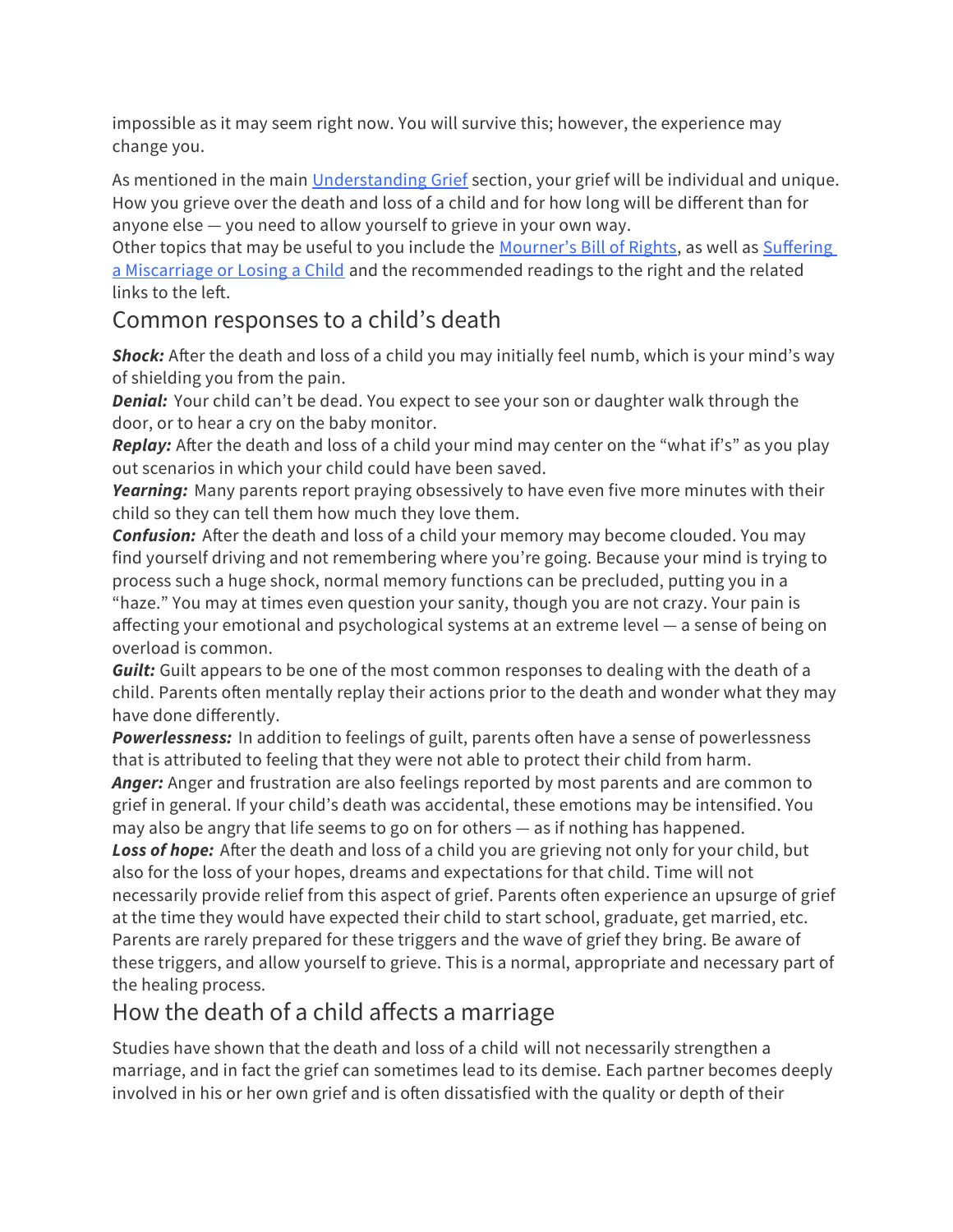impossible as it may seem right now. You will survive this; however, the experience may change you.

As mentioned in the main [Understanding Grief] section, your grief will be individual and unique. How you grieve over the death and loss of a child and for how long will be different than for anyone else — you need to allow yourself to grieve in your own way.
Other topics that may be useful to you include the [Mourner's Bill of Rights], as well as [Suffering a Miscarriage or Losing a Child] and the recommended readings to the right and the related links to the left.

## Common responses to a child's death

***Shock:*** After the death and loss of a child you may initially feel numb, which is your mind's way of shielding you from the pain.
***Denial:*** Your child can't be dead. You expect to see your son or daughter walk through the door, or to hear a cry on the baby monitor.
***Replay:*** After the death and loss of a child your mind may center on the "what if's" as you play out scenarios in which your child could have been saved.
***Yearning:*** Many parents report praying obsessively to have even five more minutes with their child so they can tell them how much they love them.
***Confusion:*** After the death and loss of a child your memory may become clouded. You may find yourself driving and not remembering where you're going. Because your mind is trying to process such a huge shock, normal memory functions can be precluded, putting you in a "haze." You may at times even question your sanity, though you are not crazy. Your pain is affecting your emotional and psychological systems at an extreme level — a sense of being on overload is common.
***Guilt:*** Guilt appears to be one of the most common responses to dealing with the death of a child. Parents often mentally replay their actions prior to the death and wonder what they may have done differently.
***Powerlessness:*** In addition to feelings of guilt, parents often have a sense of powerlessness that is attributed to feeling that they were not able to protect their child from harm.
***Anger:*** Anger and frustration are also feelings reported by most parents and are common to grief in general. If your child's death was accidental, these emotions may be intensified. You may also be angry that life seems to go on for others — as if nothing has happened.
***Loss of hope:*** After the death and loss of a child you are grieving not only for your child, but also for the loss of your hopes, dreams and expectations for that child. Time will not necessarily provide relief from this aspect of grief. Parents often experience an upsurge of grief at the time they would have expected their child to start school, graduate, get married, etc. Parents are rarely prepared for these triggers and the wave of grief they bring. Be aware of these triggers, and allow yourself to grieve. This is a normal, appropriate and necessary part of the healing process.

## How the death of a child affects a marriage

Studies have shown that the death and loss of a child will not necessarily strengthen a marriage, and in fact the grief can sometimes lead to its demise. Each partner becomes deeply involved in his or her own grief and is often dissatisfied with the quality or depth of their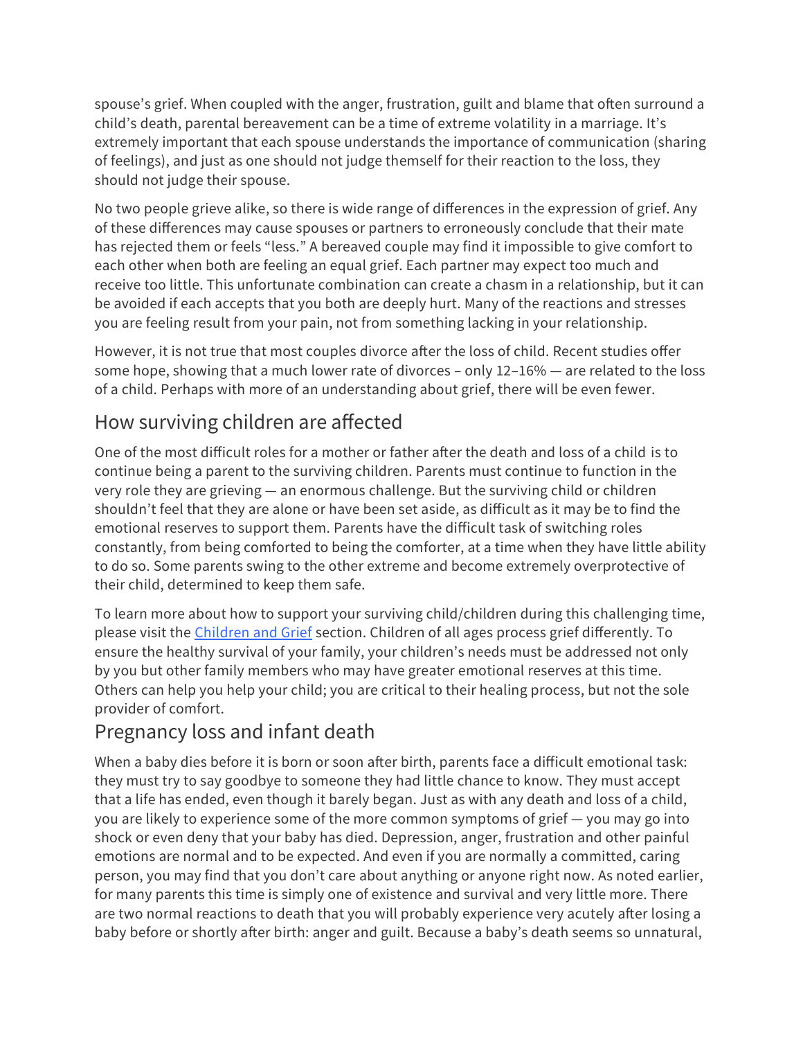spouse's grief. When coupled with the anger, frustration, guilt and blame that often surround a child's death, parental bereavement can be a time of extreme volatility in a marriage. It's extremely important that each spouse understands the importance of communication (sharing of feelings), and just as one should not judge themself for their reaction to the loss, they should not judge their spouse.

No two people grieve alike, so there is wide range of differences in the expression of grief. Any of these differences may cause spouses or partners to erroneously conclude that their mate has rejected them or feels "less." A bereaved couple may find it impossible to give comfort to each other when both are feeling an equal grief. Each partner may expect too much and receive too little. This unfortunate combination can create a chasm in a relationship, but it can be avoided if each accepts that you both are deeply hurt. Many of the reactions and stresses you are feeling result from your pain, not from something lacking in your relationship.

However, it is not true that most couples divorce after the loss of child. Recent studies offer some hope, showing that a much lower rate of divorces – only 12–16% — are related to the loss of a child. Perhaps with more of an understanding about grief, there will be even fewer.

## How surviving children are affected

One of the most difficult roles for a mother or father after the death and loss of a child is to continue being a parent to the surviving children. Parents must continue to function in the very role they are grieving — an enormous challenge. But the surviving child or children shouldn't feel that they are alone or have been set aside, as difficult as it may be to find the emotional reserves to support them. Parents have the difficult task of switching roles constantly, from being comforted to being the comforter, at a time when they have little ability to do so. Some parents swing to the other extreme and become extremely overprotective of their child, determined to keep them safe.

To learn more about how to support your surviving child/children during this challenging time, please visit the [Children and Grief] section. Children of all ages process grief differently. To ensure the healthy survival of your family, your children's needs must be addressed not only by you but other family members who may have greater emotional reserves at this time. Others can help you help your child; you are critical to their healing process, but not the sole provider of comfort.

## Pregnancy loss and infant death

When a baby dies before it is born or soon after birth, parents face a difficult emotional task: they must try to say goodbye to someone they had little chance to know. They must accept that a life has ended, even though it barely began. Just as with any death and loss of a child, you are likely to experience some of the more common symptoms of grief — you may go into shock or even deny that your baby has died. Depression, anger, frustration and other painful emotions are normal and to be expected. And even if you are normally a committed, caring person, you may find that you don't care about anything or anyone right now. As noted earlier, for many parents this time is simply one of existence and survival and very little more. There are two normal reactions to death that you will probably experience very acutely after losing a baby before or shortly after birth: anger and guilt. Because a baby's death seems so unnatural,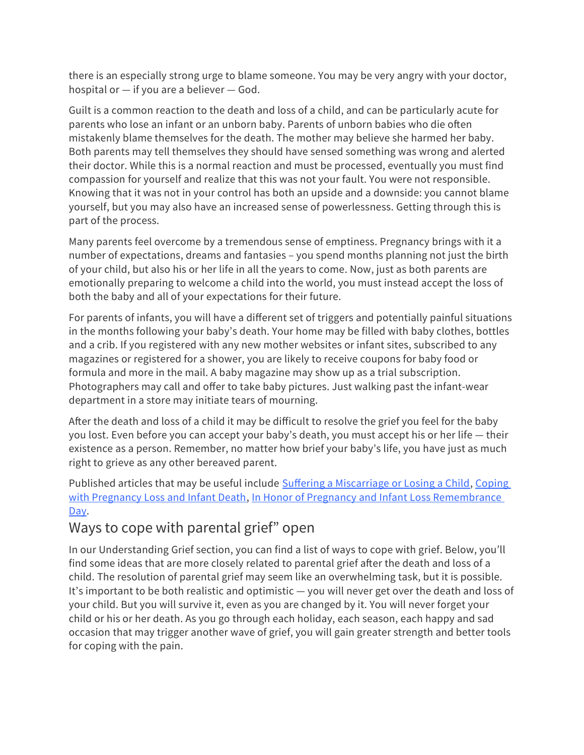there is an especially strong urge to blame someone. You may be very angry with your doctor, hospital or — if you are a believer — God.

Guilt is a common reaction to the death and loss of a child, and can be particularly acute for parents who lose an infant or an unborn baby. Parents of unborn babies who die often mistakenly blame themselves for the death. The mother may believe she harmed her baby. Both parents may tell themselves they should have sensed something was wrong and alerted their doctor. While this is a normal reaction and must be processed, eventually you must find compassion for yourself and realize that this was not your fault. You were not responsible. Knowing that it was not in your control has both an upside and a downside: you cannot blame yourself, but you may also have an increased sense of powerlessness. Getting through this is part of the process.

Many parents feel overcome by a tremendous sense of emptiness. Pregnancy brings with it a number of expectations, dreams and fantasies – you spend months planning not just the birth of your child, but also his or her life in all the years to come. Now, just as both parents are emotionally preparing to welcome a child into the world, you must instead accept the loss of both the baby and all of your expectations for their future.

For parents of infants, you will have a different set of triggers and potentially painful situations in the months following your baby's death. Your home may be filled with baby clothes, bottles and a crib. If you registered with any new mother websites or infant sites, subscribed to any magazines or registered for a shower, you are likely to receive coupons for baby food or formula and more in the mail. A baby magazine may show up as a trial subscription. Photographers may call and offer to take baby pictures. Just walking past the infant-wear department in a store may initiate tears of mourning.

After the death and loss of a child it may be difficult to resolve the grief you feel for the baby you lost. Even before you can accept your baby's death, you must accept his or her life — their existence as a person. Remember, no matter how brief your baby's life, you have just as much right to grieve as any other bereaved parent.

Published articles that may be useful include Suffering a Miscarriage or Losing a Child, Coping with Pregnancy Loss and Infant Death, In Honor of Pregnancy and Infant Loss Remembrance Day.

## Ways to cope with parental grief" open

In our Understanding Grief section, you can find a list of ways to cope with grief. Below, you'll find some ideas that are more closely related to parental grief after the death and loss of a child. The resolution of parental grief may seem like an overwhelming task, but it is possible. It's important to be both realistic and optimistic — you will never get over the death and loss of your child. But you will survive it, even as you are changed by it. You will never forget your child or his or her death. As you go through each holiday, each season, each happy and sad occasion that may trigger another wave of grief, you will gain greater strength and better tools for coping with the pain.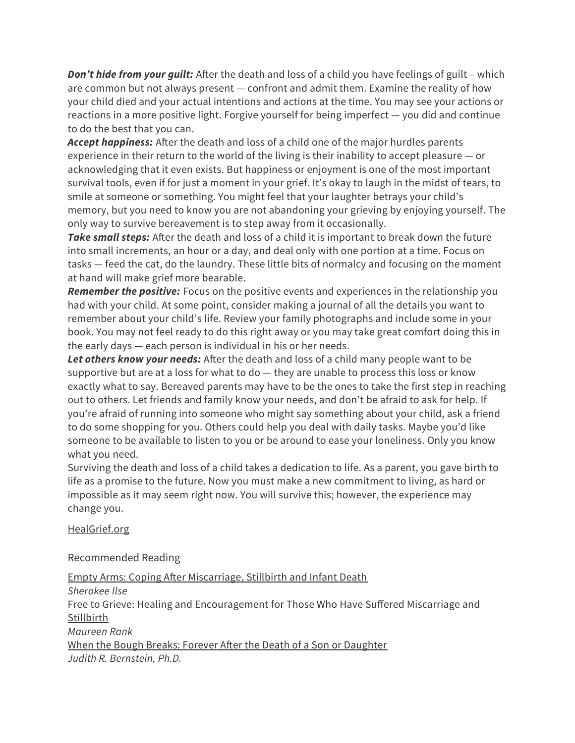***Don't hide from your guilt:*** After the death and loss of a child you have feelings of guilt – which are common but not always present — confront and admit them. Examine the reality of how your child died and your actual intentions and actions at the time. You may see your actions or reactions in a more positive light. Forgive yourself for being imperfect — you did and continue to do the best that you can.

***Accept happiness:*** After the death and loss of a child one of the major hurdles parents experience in their return to the world of the living is their inability to accept pleasure — or acknowledging that it even exists. But happiness or enjoyment is one of the most important survival tools, even if for just a moment in your grief. It's okay to laugh in the midst of tears, to smile at someone or something. You might feel that your laughter betrays your child's memory, but you need to know you are not abandoning your grieving by enjoying yourself. The only way to survive bereavement is to step away from it occasionally.

***Take small steps:*** After the death and loss of a child it is important to break down the future into small increments, an hour or a day, and deal only with one portion at a time. Focus on tasks — feed the cat, do the laundry. These little bits of normalcy and focusing on the moment at hand will make grief more bearable.

***Remember the positive:*** Focus on the positive events and experiences in the relationship you had with your child. At some point, consider making a journal of all the details you want to remember about your child's life. Review your family photographs and include some in your book. You may not feel ready to do this right away or you may take great comfort doing this in the early days — each person is individual in his or her needs.

***Let others know your needs:*** After the death and loss of a child many people want to be supportive but are at a loss for what to do — they are unable to process this loss or know exactly what to say. Bereaved parents may have to be the ones to take the first step in reaching out to others. Let friends and family know your needs, and don't be afraid to ask for help. If you're afraid of running into someone who might say something about your child, ask a friend to do some shopping for you. Others could help you deal with daily tasks. Maybe you'd like someone to be available to listen to you or be around to ease your loneliness. Only you know what you need.

Surviving the death and loss of a child takes a dedication to life. As a parent, you gave birth to life as a promise to the future. Now you must make a new commitment to living, as hard or impossible as it may seem right now. You will survive this; however, the experience may change you.

HealGrief.org

Recommended Reading

Empty Arms: Coping After Miscarriage, Stillbirth and Infant Death
*Sherokee Ilse*

Free to Grieve: Healing and Encouragement for Those Who Have Suffered Miscarriage and Stillbirth
*Maureen Rank*

When the Bough Breaks: Forever After the Death of a Son or Daughter
*Judith R. Bernstein, Ph.D.*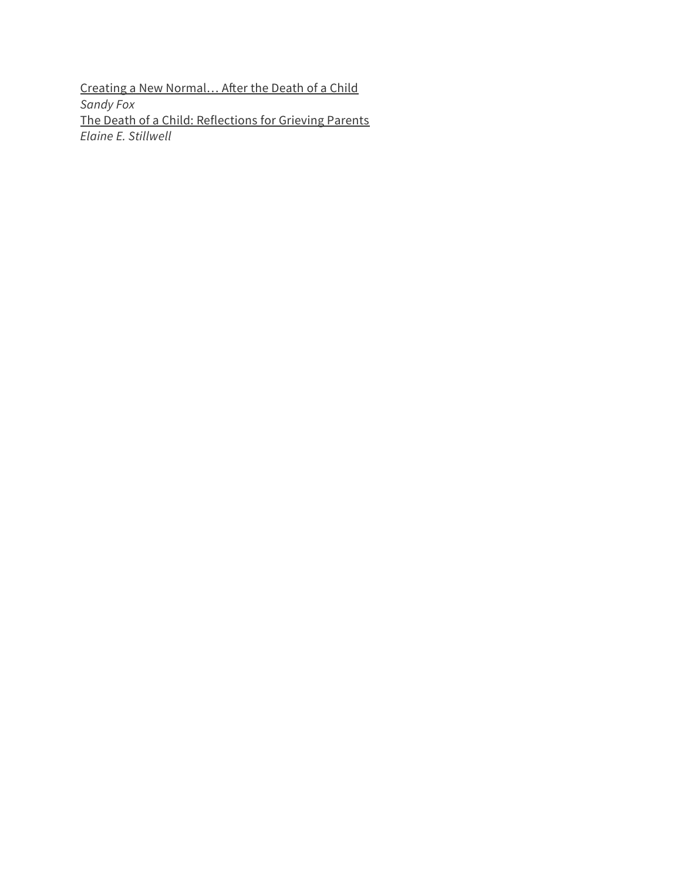Creating a New Normal… After the Death of a Child  
*Sandy Fox*  
The Death of a Child: Reflections for Grieving Parents  
*Elaine E. Stillwell*